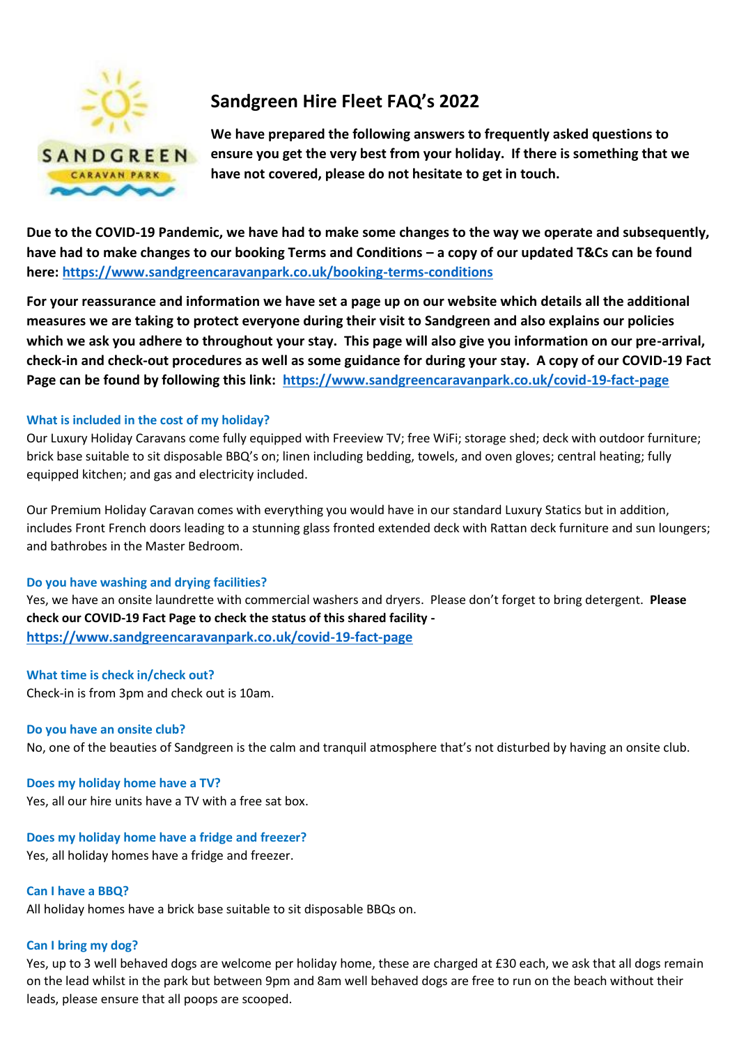# Sandgreen Hire Fleet FAQ's 2022

**We have prepared the following answers to frequently asked questions to ensure you get the very best from your holiday. If there is something that we have not covered, please do not hesitate to get in touch.**

**Due to the COVID-19 Pandemic, we have had to make some changes to the way we operate and subsequently, have had to make changes to our booking Terms and Conditions – a copy of our updated T&Cs can be found here: [https://www.sandgreencaravanpark.co.uk/booking-terms-conditions](https://www.sandgreencaravanpark.co.uk/booking-terms-conditions)**

**For your reassurance and information we have set a page up on our website which details all the additional measures we are taking to protect everyone during their visit to Sandgreen and also explains our policies which we ask you adhere to throughout your stay. This page will also give you information on our pre-arrival, check-in and check-out procedures as well as some guidance for during your stay. A copy of our COVID-19 Fact Page can be found by following this link: [https://www.sandgreencaravanpark.co.uk/covid-19-fact-page](https://www.sandgreencaravanpark.co.uk/covid-19-fact-page)**

### What is included in the cost of my holiday?

Our Luxury Holiday Caravans come fully equipped with Freeview TV; free WiFi; storage shed; deck with outdoor furniture; brick base suitable to sit disposable BBQ's on; linen including bedding, towels, and oven gloves; central heating; fully equipped kitchen; and gas and electricity included.

Our Premium Holiday Caravan comes with everything you would have in our standard Luxury Statics but in addition, includes Front French doors leading to a stunning glass fronted extended deck with Rattan deck furniture and sun loungers; and bathrobes in the Master Bedroom.

### Do you have washing and drying facilities?

Yes, we have an onsite laundrette with commercial washers and dryers. Please don't forget to bring detergent. **Please check our COVID-19 Fact Page to check the status of this shared facility - [https://www.sandgreencaravanpark.co.uk/covid-19-fact-page](https://www.sandgreencaravanpark.co.uk/covid-19-fact-page)**

### What time is check in/check out?

Check-in is from 3pm and check out is 10am.

### Do you have an onsite club?

No, one of the beauties of Sandgreen is the calm and tranquil atmosphere that's not disturbed by having an onsite club.

### Does my holiday home have a TV?

Yes, all our hire units have a TV with a free sat box.

### Does my holiday home have a fridge and freezer?

Yes, all holiday homes have a fridge and freezer.

### Can I have a BBQ?

All holiday homes have a brick base suitable to sit disposable BBQs on.

### Can I bring my dog?

Yes, up to 3 well behaved dogs are welcome per holiday home, these are charged at £30 each, we ask that all dogs remain on the lead whilst in the park but between 9pm and 8am well behaved dogs are free to run on the beach without their leads, please ensure that all poops are scooped.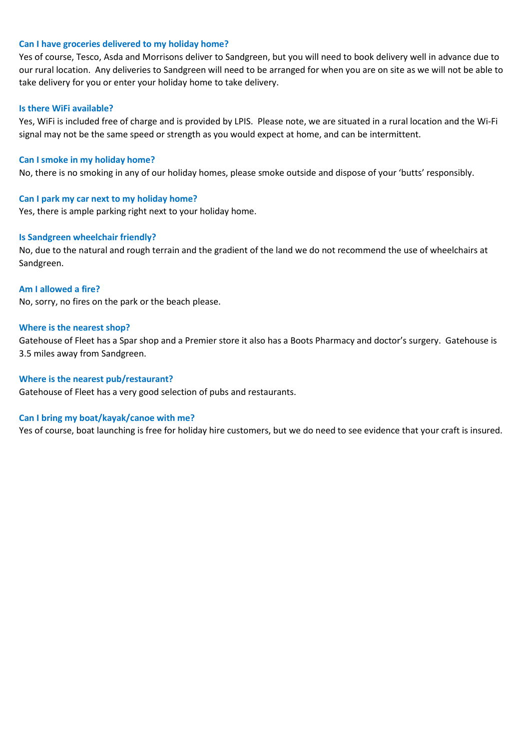### Can I have groceries delivered to my holiday home?

Yes of course, Tesco, Asda and Morrisons deliver to Sandgreen, but you will need to book delivery well in advance due to our rural location. Any deliveries to Sandgreen will need to be arranged for when you are on site as we will not be able to take delivery for you or enter your holiday home to take delivery.

### Is there WiFi available?

Yes, WiFi is included free of charge and is provided by LPIS. Please note, we are situated in a rural location and the Wi-Fi signal may not be the same speed or strength as you would expect at home, and can be intermittent.

### Can I smoke in my holiday home?

No, there is no smoking in any of our holiday homes, please smoke outside and dispose of your 'butts' responsibly.

### Can I park my car next to my holiday home?

Yes, there is ample parking right next to your holiday home.

### Is Sandgreen wheelchair friendly?

No, due to the natural and rough terrain and the gradient of the land we do not recommend the use of wheelchairs at Sandgreen.

### Am I allowed a fire?

No, sorry, no fires on the park or the beach please.

### Where is the nearest shop?

Gatehouse of Fleet has a Spar shop and a Premier store it also has a Boots Pharmacy and doctor's surgery. Gatehouse is 3.5 miles away from Sandgreen.

### Where is the nearest pub/restaurant?

Gatehouse of Fleet has a very good selection of pubs and restaurants.

### Can I bring my boat/kayak/canoe with me?

Yes of course, boat launching is free for holiday hire customers, but we do need to see evidence that your craft is insured.